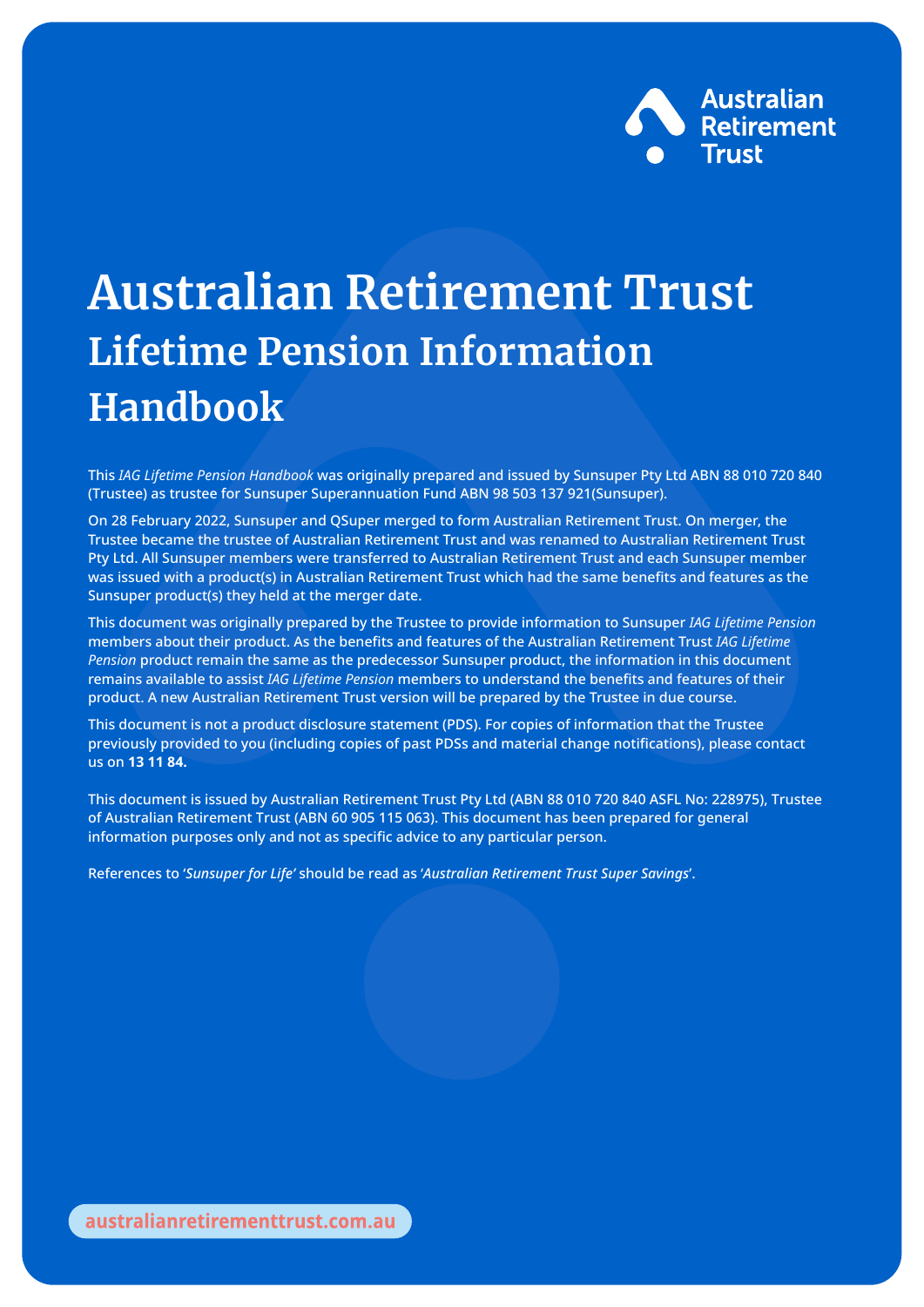Australian Retirement Trust

# Australian Retirement Trust

## Lifetime Pension Information Handbook

This *IAG Lifetime Pension Handbook* was originally prepared and issued by Sunsuper Pty Ltd ABN 88 010 720 840 (Trustee) as trustee for Sunsuper Superannuation Fund ABN 98 503 137 921(Sunsuper).

On 28 February 2022, Sunsuper and QSuper merged to form Australian Retirement Trust. On merger, the Trustee became the trustee of Australian Retirement Trust and was renamed to Australian Retirement Trust Pty Ltd. All Sunsuper members were transferred to Australian Retirement Trust and each Sunsuper member was issued with a product(s) in Australian Retirement Trust which had the same benefits and features as the Sunsuper product(s) they held at the merger date.

This document was originally prepared by the Trustee to provide information to Sunsuper *IAG Lifetime Pension* members about their product. As the benefits and features of the Australian Retirement Trust *IAG Lifetime Pension* product remain the same as the predecessor Sunsuper product, the information in this document remains available to assist *IAG Lifetime Pension* members to understand the benefits and features of their product. A new Australian Retirement Trust version will be prepared by the Trustee in due course.

This document is not a product disclosure statement (PDS). For copies of information that the Trustee previously provided to you (including copies of past PDSs and material change notifications), please contact us on **13 11 84.**

This document is issued by Australian Retirement Trust Pty Ltd (ABN 88 010 720 840 ASFL No: 228975), Trustee of Australian Retirement Trust (ABN 60 905 115 063). This document has been prepared for general information purposes only and not as specific advice to any particular person.

References to '*Sunsuper for Life*' should be read as '*Australian Retirement Trust Super Savings*'.

australianretirementtrust.com.au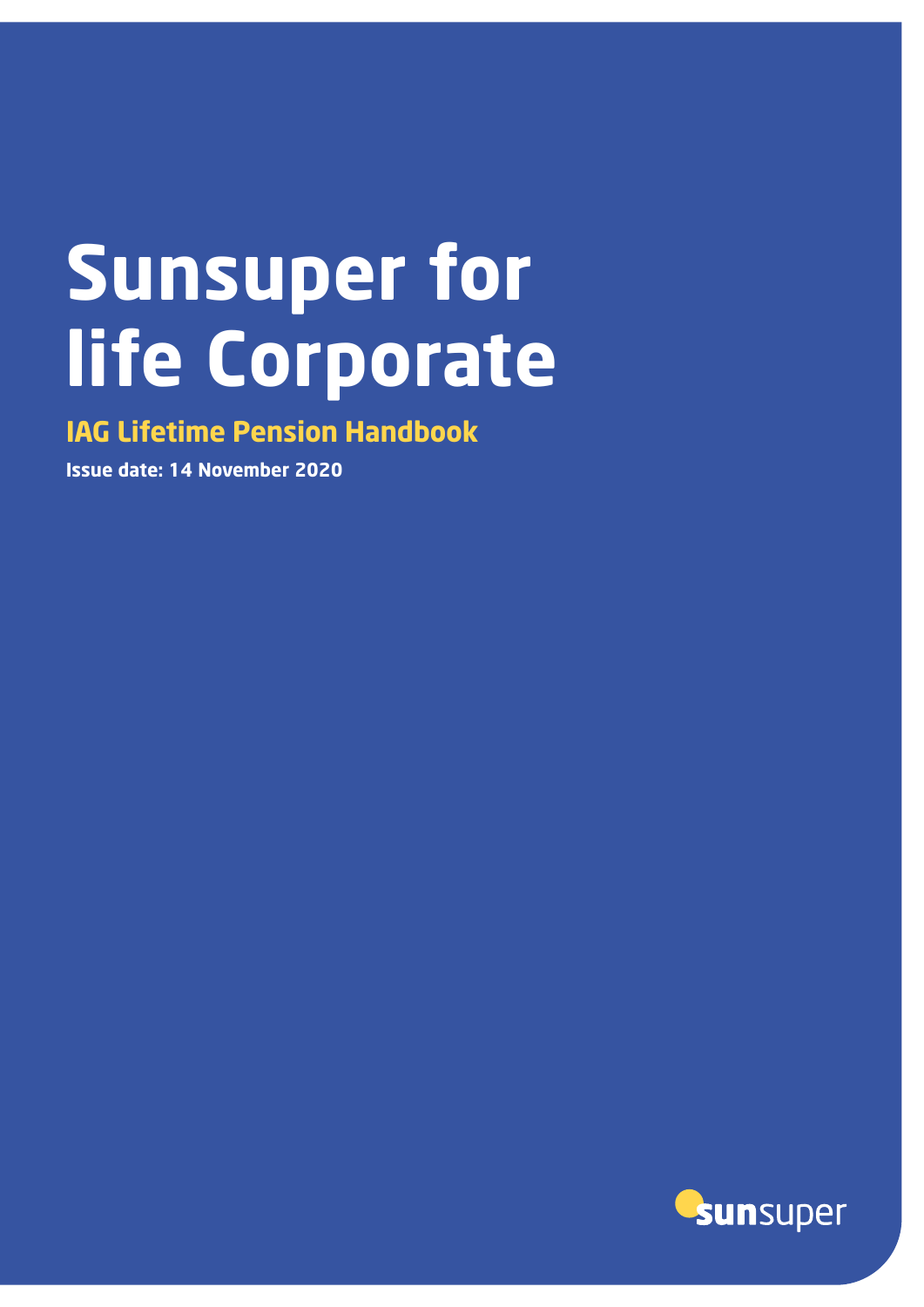# Sunsuper for life Corporate

## IAG Lifetime Pension Handbook

**Issue date: 14 November 2020**

sunsuper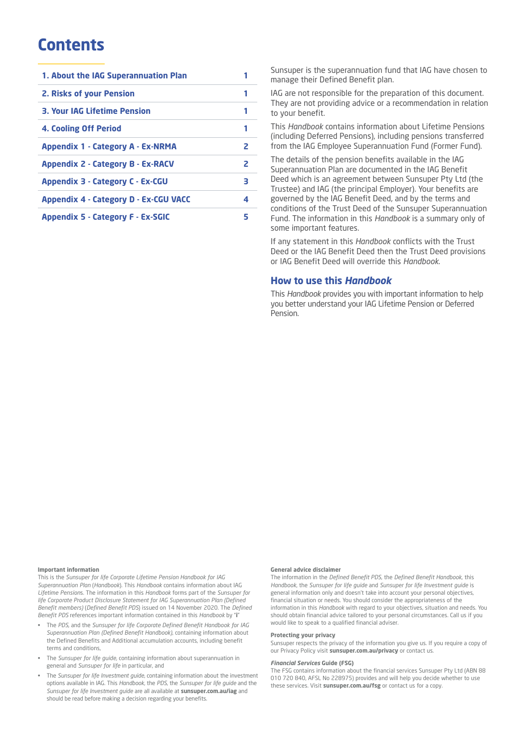# Contents

| | |
|---|---|
| 1. About the IAG Superannuation Plan | 1 |
| 2. Risks of your Pension | 1 |
| 3. Your IAG Lifetime Pension | 1 |
| 4. Cooling Off Period | 1 |
| Appendix 1 - Category A - Ex-NRMA | 2 |
| Appendix 2 - Category B - Ex-RACV | 2 |
| Appendix 3 - Category C - Ex-CGU | 3 |
| Appendix 4 - Category D - Ex-CGU VACC | 4 |
| Appendix 5 - Category F - Ex-SGIC | 5 |

Sunsuper is the superannuation fund that IAG have chosen to manage their Defined Benefit plan.

IAG are not responsible for the preparation of this document. They are not providing advice or a recommendation in relation to your benefit.

This *Handbook* contains information about Lifetime Pensions (including Deferred Pensions), including pensions transferred from the IAG Employee Superannuation Fund (Former Fund).

The details of the pension benefits available in the IAG Superannuation Plan are documented in the IAG Benefit Deed which is an agreement between Sunsuper Pty Ltd (the Trustee) and IAG (the principal Employer). Your benefits are governed by the IAG Benefit Deed, and by the terms and conditions of the Trust Deed of the Sunsuper Superannuation Fund. The information in this *Handbook* is a summary only of some important features.

If any statement in this *Handbook* conflicts with the Trust Deed or the IAG Benefit Deed then the Trust Deed provisions or IAG Benefit Deed will override this *Handbook*.

## How to use this *Handbook*

This *Handbook* provides you with important information to help you better understand your IAG Lifetime Pension or Deferred Pension.

**Important information**

This is the *Sunsuper for life Corporate Lifetime Pension Handbook for IAG Superannuation Plan* (*Handbook*). This *Handbook* contains information about IAG *Lifetime Pensions*. The information in this *Handbook* forms part of the *Sunsuper for life Corporate Product Disclosure Statement for IAG Superannuation Plan (Defined Benefit members)* (*Defined Benefit PDS*) issued on 14 November 2020. The *Defined Benefit PDS* references important information contained in this *Handbook* by "i"

- The *PDS*, and the *Sunsuper for life Corporate Defined Benefit Handbook for IAG Superannuation Plan (Defined Benefit Handbook)*, containing information about the Defined Benefits and Additional accumulation accounts, including benefit terms and conditions,
- The *Sunsuper for life guide*, containing information about superannuation in general and *Sunsuper for life* in particular, and
- The *Sunsuper for life Investment guide*, containing information about the investment options available in IAG. This *Handbook*, the *PDS*, the *Sunsuper for life guide* and the *Sunsuper for life Investment guide* are all available at **sunsuper.com.au/iag** and should be read before making a decision regarding your benefits.

**General advice disclaimer**

The information in the *Defined Benefit PDS*, the *Defined Benefit Handbook*, this *Handbook*, the *Sunsuper for life guide* and *Sunsuper for life Investment guide* is general information only and doesn't take into account your personal objectives, financial situation or needs. You should consider the appropriateness of the information in this *Handbook* with regard to your objectives, situation and needs. You should obtain financial advice tailored to your personal circumstances. Call us if you would like to speak to a qualified financial adviser.

**Protecting your privacy**

Sunsuper respects the privacy of the information you give us. If you require a copy of our Privacy Policy visit **sunsuper.com.au/privacy** or contact us.

***Financial Services* Guide (FSG)**

The FSG contains information about the financial services Sunsuper Pty Ltd (ABN 88 010 720 840, AFSL No 228975) provides and will help you decide whether to use these services. Visit **sunsuper.com.au/fsg** or contact us for a copy.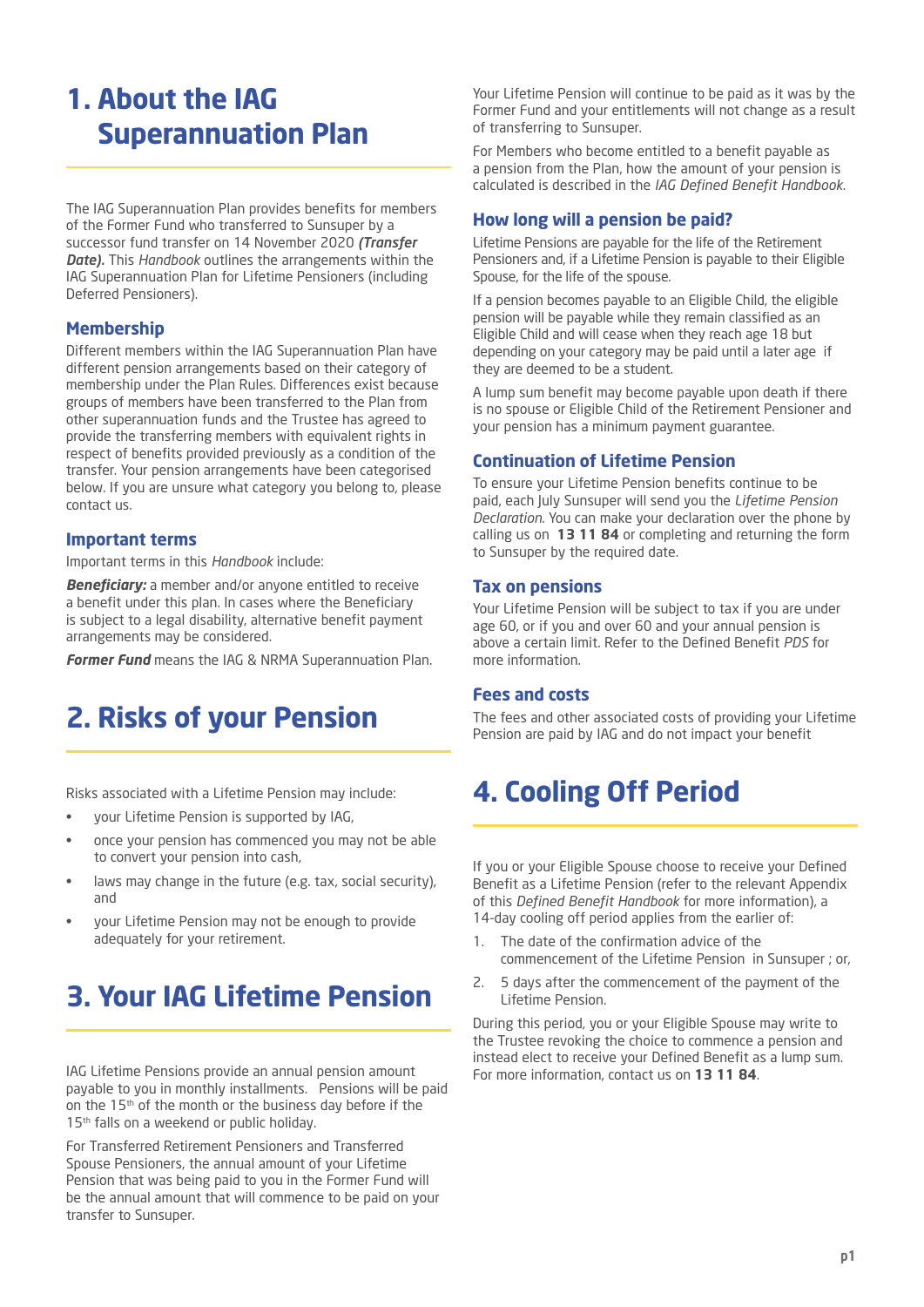# 1. About the IAG Superannuation Plan

The IAG Superannuation Plan provides benefits for members of the Former Fund who transferred to Sunsuper by a successor fund transfer on 14 November 2020 ***(Transfer Date).*** This *Handbook* outlines the arrangements within the IAG Superannuation Plan for Lifetime Pensioners (including Deferred Pensioners).

### Membership

Different members within the IAG Superannuation Plan have different pension arrangements based on their category of membership under the Plan Rules. Differences exist because groups of members have been transferred to the Plan from other superannuation funds and the Trustee has agreed to provide the transferring members with equivalent rights in respect of benefits provided previously as a condition of the transfer. Your pension arrangements have been categorised below. If you are unsure what category you belong to, please contact us.

### Important terms

Important terms in this *Handbook* include:

***Beneficiary:*** a member and/or anyone entitled to receive a benefit under this plan. In cases where the Beneficiary is subject to a legal disability, alternative benefit payment arrangements may be considered.

***Former Fund*** means the IAG & NRMA Superannuation Plan.

# 2. Risks of your Pension

Risks associated with a Lifetime Pension may include:

- your Lifetime Pension is supported by IAG,
- once your pension has commenced you may not be able to convert your pension into cash,
- laws may change in the future (e.g. tax, social security), and
- your Lifetime Pension may not be enough to provide adequately for your retirement.

# 3. Your IAG Lifetime Pension

IAG Lifetime Pensions provide an annual pension amount payable to you in monthly installments. Pensions will be paid on the 15th of the month or the business day before if the 15th falls on a weekend or public holiday.

For Transferred Retirement Pensioners and Transferred Spouse Pensioners, the annual amount of your Lifetime Pension that was being paid to you in the Former Fund will be the annual amount that will commence to be paid on your transfer to Sunsuper.

Your Lifetime Pension will continue to be paid as it was by the Former Fund and your entitlements will not change as a result of transferring to Sunsuper.

For Members who become entitled to a benefit payable as a pension from the Plan, how the amount of your pension is calculated is described in the *IAG Defined Benefit Handbook*.

### How long will a pension be paid?

Lifetime Pensions are payable for the life of the Retirement Pensioners and, if a Lifetime Pension is payable to their Eligible Spouse, for the life of the spouse.

If a pension becomes payable to an Eligible Child, the eligible pension will be payable while they remain classified as an Eligible Child and will cease when they reach age 18 but depending on your category may be paid until a later age if they are deemed to be a student.

A lump sum benefit may become payable upon death if there is no spouse or Eligible Child of the Retirement Pensioner and your pension has a minimum payment guarantee.

### Continuation of Lifetime Pension

To ensure your Lifetime Pension benefits continue to be paid, each July Sunsuper will send you the *Lifetime Pension Declaration*. You can make your declaration over the phone by calling us on **13 11 84** or completing and returning the form to Sunsuper by the required date.

### Tax on pensions

Your Lifetime Pension will be subject to tax if you are under age 60, or if you and over 60 and your annual pension is above a certain limit. Refer to the Defined Benefit *PDS* for more information.

### Fees and costs

The fees and other associated costs of providing your Lifetime Pension are paid by IAG and do not impact your benefit

# 4. Cooling Off Period

If you or your Eligible Spouse choose to receive your Defined Benefit as a Lifetime Pension (refer to the relevant Appendix of this *Defined Benefit Handbook* for more information), a 14-day cooling off period applies from the earlier of:

1. The date of the confirmation advice of the commencement of the Lifetime Pension in Sunsuper ; or,
2. 5 days after the commencement of the payment of the Lifetime Pension.

During this period, you or your Eligible Spouse may write to the Trustee revoking the choice to commence a pension and instead elect to receive your Defined Benefit as a lump sum. For more information, contact us on **13 11 84**.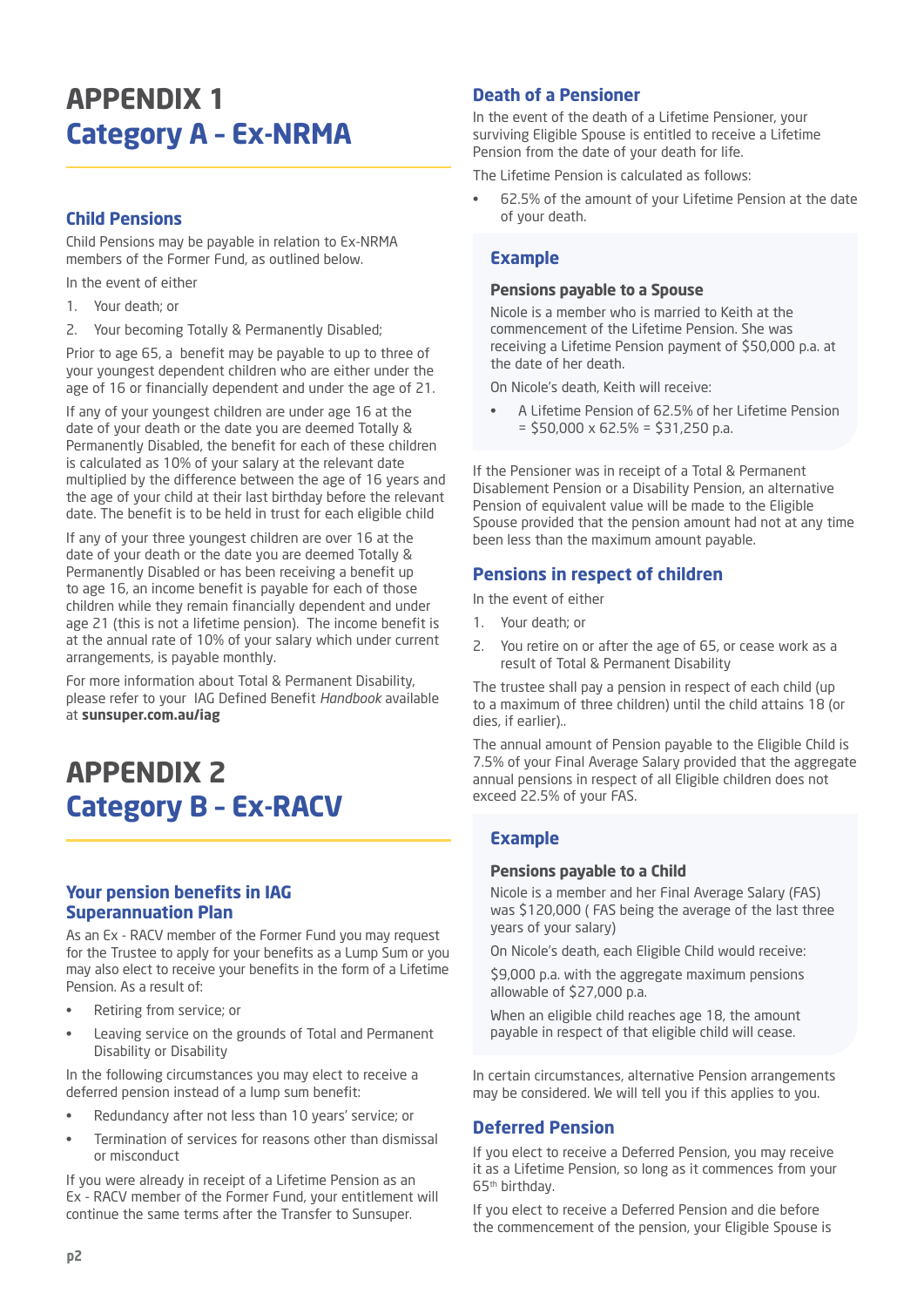# APPENDIX 1

# Category A - Ex-NRMA

## Child Pensions

Child Pensions may be payable in relation to Ex-NRMA members of the Former Fund, as outlined below.

In the event of either

1. Your death; or
2. Your becoming Totally & Permanently Disabled;

Prior to age 65, a benefit may be payable to up to three of your youngest dependent children who are either under the age of 16 or financially dependent and under the age of 21.

If any of your youngest children are under age 16 at the date of your death or the date you are deemed Totally & Permanently Disabled, the benefit for each of these children is calculated as 10% of your salary at the relevant date multiplied by the difference between the age of 16 years and the age of your child at their last birthday before the relevant date. The benefit is to be held in trust for each eligible child

If any of your three youngest children are over 16 at the date of your death or the date you are deemed Totally & Permanently Disabled or has been receiving a benefit up to age 16, an income benefit is payable for each of those children while they remain financially dependent and under age 21 (this is not a lifetime pension). The income benefit is at the annual rate of 10% of your salary which under current arrangements, is payable monthly.

For more information about Total & Permanent Disability, please refer to your IAG Defined Benefit *Handbook* available at **sunsuper.com.au/iag**

# APPENDIX 2

# Category B - Ex-RACV

## Your pension benefits in IAG Superannuation Plan

As an Ex - RACV member of the Former Fund you may request for the Trustee to apply for your benefits as a Lump Sum or you may also elect to receive your benefits in the form of a Lifetime Pension. As a result of:

- Retiring from service; or
- Leaving service on the grounds of Total and Permanent Disability or Disability

In the following circumstances you may elect to receive a deferred pension instead of a lump sum benefit:

- Redundancy after not less than 10 years' service; or
- Termination of services for reasons other than dismissal or misconduct

If you were already in receipt of a Lifetime Pension as an Ex - RACV member of the Former Fund, your entitlement will continue the same terms after the Transfer to Sunsuper.

## Death of a Pensioner

In the event of the death of a Lifetime Pensioner, your surviving Eligible Spouse is entitled to receive a Lifetime Pension from the date of your death for life.

The Lifetime Pension is calculated as follows:

- 62.5% of the amount of your Lifetime Pension at the date of your death.

### Example

**Pensions payable to a Spouse**

Nicole is a member who is married to Keith at the commencement of the Lifetime Pension. She was receiving a Lifetime Pension payment of $50,000 p.a. at the date of her death.

On Nicole's death, Keith will receive:

- A Lifetime Pension of 62.5% of her Lifetime Pension = $50,000 x 62.5% = $31,250 p.a.

If the Pensioner was in receipt of a Total & Permanent Disablement Pension or a Disability Pension, an alternative Pension of equivalent value will be made to the Eligible Spouse provided that the pension amount had not at any time been less than the maximum amount payable.

## Pensions in respect of children

In the event of either

1. Your death; or
2. You retire on or after the age of 65, or cease work as a result of Total & Permanent Disability

The trustee shall pay a pension in respect of each child (up to a maximum of three children) until the child attains 18 (or dies, if earlier)..

The annual amount of Pension payable to the Eligible Child is 7.5% of your Final Average Salary provided that the aggregate annual pensions in respect of all Eligible children does not exceed 22.5% of your FAS.

### Example

**Pensions payable to a Child**

Nicole is a member and her Final Average Salary (FAS) was $120,000 ( FAS being the average of the last three years of your salary)

On Nicole's death, each Eligible Child would receive:

$9,000 p.a. with the aggregate maximum pensions allowable of $27,000 p.a.

When an eligible child reaches age 18, the amount payable in respect of that eligible child will cease.

In certain circumstances, alternative Pension arrangements may be considered. We will tell you if this applies to you.

## Deferred Pension

If you elect to receive a Deferred Pension, you may receive it as a Lifetime Pension, so long as it commences from your 65th birthday.

If you elect to receive a Deferred Pension and die before the commencement of the pension, your Eligible Spouse is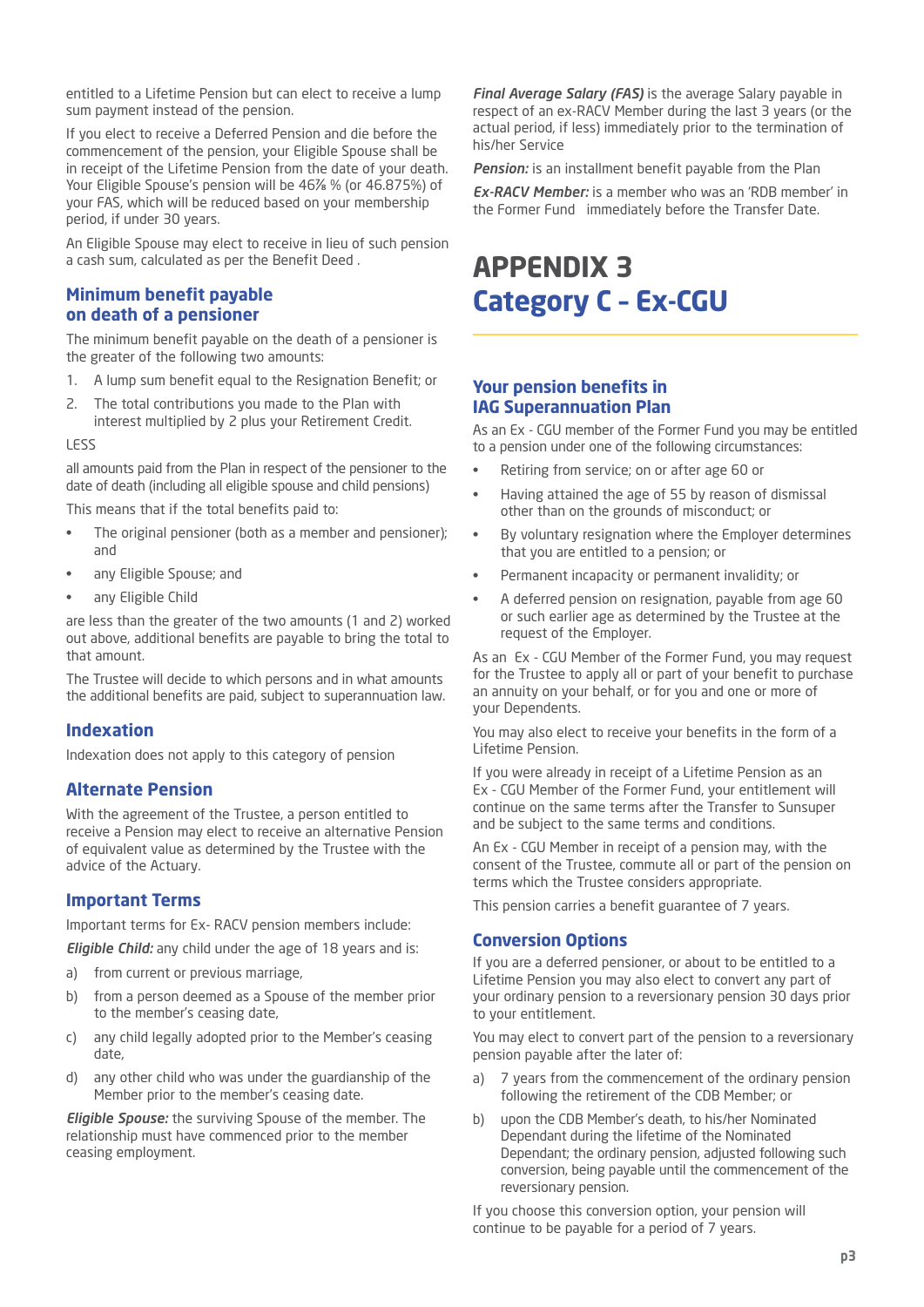entitled to a Lifetime Pension but can elect to receive a lump sum payment instead of the pension.

If you elect to receive a Deferred Pension and die before the commencement of the pension, your Eligible Spouse shall be in receipt of the Lifetime Pension from the date of your death. Your Eligible Spouse's pension will be 46⅞ % (or 46.875%) of your FAS, which will be reduced based on your membership period, if under 30 years.

An Eligible Spouse may elect to receive in lieu of such pension a cash sum, calculated as per the Benefit Deed .

### Minimum benefit payable on death of a pensioner

The minimum benefit payable on the death of a pensioner is the greater of the following two amounts:

1. A lump sum benefit equal to the Resignation Benefit; or
2. The total contributions you made to the Plan with interest multiplied by 2 plus your Retirement Credit.

LESS

all amounts paid from the Plan in respect of the pensioner to the date of death (including all eligible spouse and child pensions)

This means that if the total benefits paid to:

- The original pensioner (both as a member and pensioner); and
- any Eligible Spouse; and
- any Eligible Child

are less than the greater of the two amounts (1 and 2) worked out above, additional benefits are payable to bring the total to that amount.

The Trustee will decide to which persons and in what amounts the additional benefits are paid, subject to superannuation law.

### Indexation

Indexation does not apply to this category of pension

### Alternate Pension

With the agreement of the Trustee, a person entitled to receive a Pension may elect to receive an alternative Pension of equivalent value as determined by the Trustee with the advice of the Actuary.

### Important Terms

Important terms for Ex- RACV pension members include:

***Eligible Child:*** any child under the age of 18 years and is:

a) from current or previous marriage,

b) from a person deemed as a Spouse of the member prior to the member's ceasing date,

c) any child legally adopted prior to the Member's ceasing date,

d) any other child who was under the guardianship of the Member prior to the member's ceasing date.

***Eligible Spouse:*** the surviving Spouse of the member. The relationship must have commenced prior to the member ceasing employment.

***Final Average Salary (FAS)*** is the average Salary payable in respect of an ex-RACV Member during the last 3 years (or the actual period, if less) immediately prior to the termination of his/her Service

***Pension:*** is an installment benefit payable from the Plan

***Ex-RACV Member:*** is a member who was an 'RDB member' in the Former Fund immediately before the Transfer Date.

# APPENDIX 3
# Category C - Ex-CGU

### Your pension benefits in IAG Superannuation Plan

As an Ex - CGU member of the Former Fund you may be entitled to a pension under one of the following circumstances:

- Retiring from service; on or after age 60 or
- Having attained the age of 55 by reason of dismissal other than on the grounds of misconduct; or
- By voluntary resignation where the Employer determines that you are entitled to a pension; or
- Permanent incapacity or permanent invalidity; or
- A deferred pension on resignation, payable from age 60 or such earlier age as determined by the Trustee at the request of the Employer.

As an Ex - CGU Member of the Former Fund, you may request for the Trustee to apply all or part of your benefit to purchase an annuity on your behalf, or for you and one or more of your Dependents.

You may also elect to receive your benefits in the form of a Lifetime Pension.

If you were already in receipt of a Lifetime Pension as an Ex - CGU Member of the Former Fund, your entitlement will continue on the same terms after the Transfer to Sunsuper and be subject to the same terms and conditions.

An Ex - CGU Member in receipt of a pension may, with the consent of the Trustee, commute all or part of the pension on terms which the Trustee considers appropriate.

This pension carries a benefit guarantee of 7 years.

### Conversion Options

If you are a deferred pensioner, or about to be entitled to a Lifetime Pension you may also elect to convert any part of your ordinary pension to a reversionary pension 30 days prior to your entitlement.

You may elect to convert part of the pension to a reversionary pension payable after the later of:

a) 7 years from the commencement of the ordinary pension following the retirement of the CDB Member; or

b) upon the CDB Member's death, to his/her Nominated Dependant during the lifetime of the Nominated Dependant; the ordinary pension, adjusted following such conversion, being payable until the commencement of the reversionary pension.

If you choose this conversion option, your pension will continue to be payable for a period of 7 years.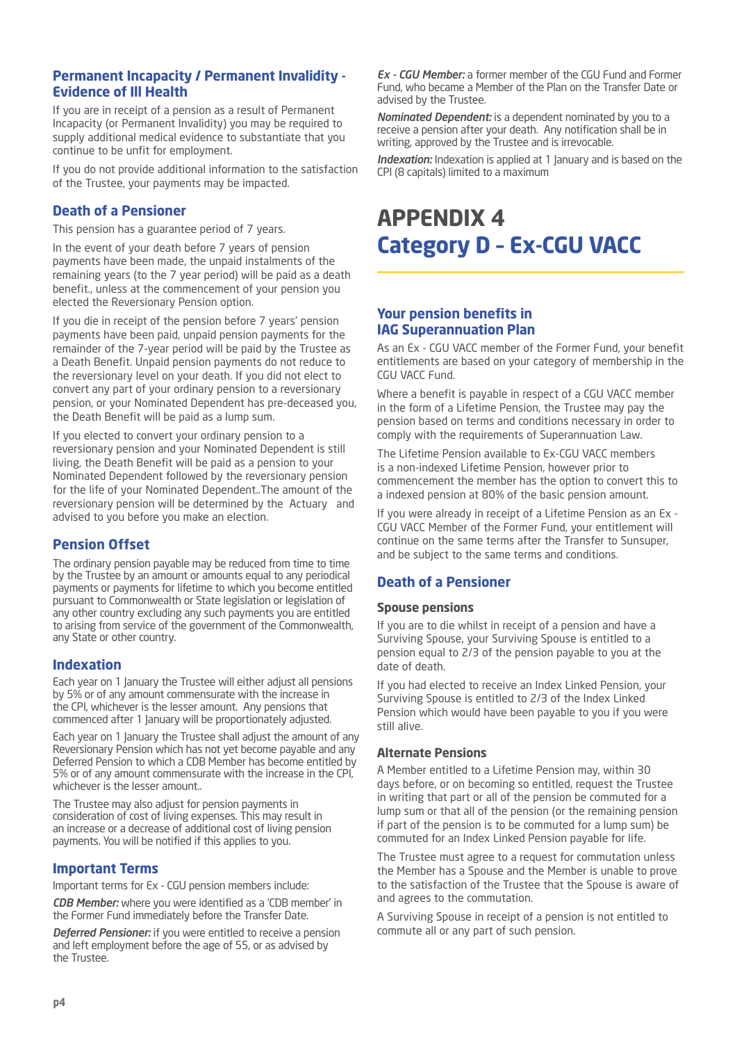## Permanent Incapacity / Permanent Invalidity - Evidence of Ill Health

If you are in receipt of a pension as a result of Permanent Incapacity (or Permanent Invalidity) you may be required to supply additional medical evidence to substantiate that you continue to be unfit for employment.

If you do not provide additional information to the satisfaction of the Trustee, your payments may be impacted.

## Death of a Pensioner

This pension has a guarantee period of 7 years.

In the event of your death before 7 years of pension payments have been made, the unpaid instalments of the remaining years (to the 7 year period) will be paid as a death benefit., unless at the commencement of your pension you elected the Reversionary Pension option.

If you die in receipt of the pension before 7 years' pension payments have been paid, unpaid pension payments for the remainder of the 7-year period will be paid by the Trustee as a Death Benefit. Unpaid pension payments do not reduce to the reversionary level on your death. If you did not elect to convert any part of your ordinary pension to a reversionary pension, or your Nominated Dependent has pre-deceased you, the Death Benefit will be paid as a lump sum.

If you elected to convert your ordinary pension to a reversionary pension and your Nominated Dependent is still living, the Death Benefit will be paid as a pension to your Nominated Dependent followed by the reversionary pension for the life of your Nominated Dependent..The amount of the reversionary pension will be determined by the Actuary and advised to you before you make an election.

## Pension Offset

The ordinary pension payable may be reduced from time to time by the Trustee by an amount or amounts equal to any periodical payments or payments for lifetime to which you become entitled pursuant to Commonwealth or State legislation or legislation of any other country excluding any such payments you are entitled to arising from service of the government of the Commonwealth, any State or other country.

## Indexation

Each year on 1 January the Trustee will either adjust all pensions by 5% or of any amount commensurate with the increase in the CPI, whichever is the lesser amount. Any pensions that commenced after 1 January will be proportionately adjusted.

Each year on 1 January the Trustee shall adjust the amount of any Reversionary Pension which has not yet become payable and any Deferred Pension to which a CDB Member has become entitled by 5% or of any amount commensurate with the increase in the CPI, whichever is the lesser amount..

The Trustee may also adjust for pension payments in consideration of cost of living expenses. This may result in an increase or a decrease of additional cost of living pension payments. You will be notified if this applies to you.

## Important Terms

Important terms for Ex - CGU pension members include:

***CDB Member:*** where you were identified as a 'CDB member' in the Former Fund immediately before the Transfer Date.

***Deferred Pensioner:*** if you were entitled to receive a pension and left employment before the age of 55, or as advised by the Trustee.

***Ex - CGU Member:*** a former member of the CGU Fund and Former Fund, who became a Member of the Plan on the Transfer Date or advised by the Trustee.

***Nominated Dependent:*** is a dependent nominated by you to a receive a pension after your death. Any notification shall be in writing, approved by the Trustee and is irrevocable.

***Indexation:*** Indexation is applied at 1 January and is based on the CPI (8 capitals) limited to a maximum

# APPENDIX 4
# Category D - Ex-CGU VACC

## Your pension benefits in IAG Superannuation Plan

As an Ex - CGU VACC member of the Former Fund, your benefit entitlements are based on your category of membership in the CGU VACC Fund.

Where a benefit is payable in respect of a CGU VACC member in the form of a Lifetime Pension, the Trustee may pay the pension based on terms and conditions necessary in order to comply with the requirements of Superannuation Law.

The Lifetime Pension available to Ex-CGU VACC members is a non-indexed Lifetime Pension, however prior to commencement the member has the option to convert this to a indexed pension at 80% of the basic pension amount.

If you were already in receipt of a Lifetime Pension as an Ex - CGU VACC Member of the Former Fund, your entitlement will continue on the same terms after the Transfer to Sunsuper, and be subject to the same terms and conditions.

## Death of a Pensioner

### Spouse pensions

If you are to die whilst in receipt of a pension and have a Surviving Spouse, your Surviving Spouse is entitled to a pension equal to 2/3 of the pension payable to you at the date of death.

If you had elected to receive an Index Linked Pension, your Surviving Spouse is entitled to 2/3 of the Index Linked Pension which would have been payable to you if you were still alive.

### Alternate Pensions

A Member entitled to a Lifetime Pension may, within 30 days before, or on becoming so entitled, request the Trustee in writing that part or all of the pension be commuted for a lump sum or that all of the pension (or the remaining pension if part of the pension is to be commuted for a lump sum) be commuted for an Index Linked Pension payable for life.

The Trustee must agree to a request for commutation unless the Member has a Spouse and the Member is unable to prove to the satisfaction of the Trustee that the Spouse is aware of and agrees to the commutation.

A Surviving Spouse in receipt of a pension is not entitled to commute all or any part of such pension.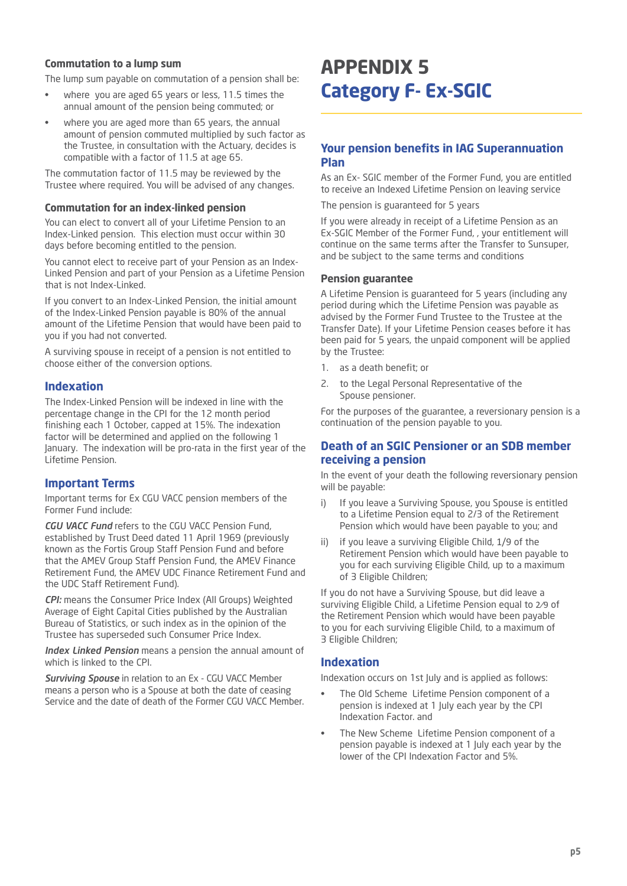### Commutation to a lump sum

The lump sum payable on commutation of a pension shall be:

- where you are aged 65 years or less, 11.5 times the annual amount of the pension being commuted; or
- where you are aged more than 65 years, the annual amount of pension commuted multiplied by such factor as the Trustee, in consultation with the Actuary, decides is compatible with a factor of 11.5 at age 65.

The commutation factor of 11.5 may be reviewed by the Trustee where required. You will be advised of any changes.

### Commutation for an index-linked pension

You can elect to convert all of your Lifetime Pension to an Index-Linked pension. This election must occur within 30 days before becoming entitled to the pension.

You cannot elect to receive part of your Pension as an Index-Linked Pension and part of your Pension as a Lifetime Pension that is not Index-Linked.

If you convert to an Index-Linked Pension, the initial amount of the Index-Linked Pension payable is 80% of the annual amount of the Lifetime Pension that would have been paid to you if you had not converted.

A surviving spouse in receipt of a pension is not entitled to choose either of the conversion options.

## Indexation

The Index-Linked Pension will be indexed in line with the percentage change in the CPI for the 12 month period finishing each 1 October, capped at 15%. The indexation factor will be determined and applied on the following 1 January. The indexation will be pro-rata in the first year of the Lifetime Pension.

## Important Terms

Important terms for Ex CGU VACC pension members of the Former Fund include:

***CGU VACC Fund*** refers to the CGU VACC Pension Fund, established by Trust Deed dated 11 April 1969 (previously known as the Fortis Group Staff Pension Fund and before that the AMEV Group Staff Pension Fund, the AMEV Finance Retirement Fund, the AMEV UDC Finance Retirement Fund and the UDC Staff Retirement Fund).

***CPI:*** means the Consumer Price Index (All Groups) Weighted Average of Eight Capital Cities published by the Australian Bureau of Statistics, or such index as in the opinion of the Trustee has superseded such Consumer Price Index.

***Index Linked Pension*** means a pension the annual amount of which is linked to the CPI.

***Surviving Spouse*** in relation to an Ex - CGU VACC Member means a person who is a Spouse at both the date of ceasing Service and the date of death of the Former CGU VACC Member.

# APPENDIX 5
# Category F- Ex-SGIC

## Your pension benefits in IAG Superannuation Plan

As an Ex- SGIC member of the Former Fund, you are entitled to receive an Indexed Lifetime Pension on leaving service

The pension is guaranteed for 5 years

If you were already in receipt of a Lifetime Pension as an Ex-SGIC Member of the Former Fund, , your entitlement will continue on the same terms after the Transfer to Sunsuper, and be subject to the same terms and conditions

### Pension guarantee

A Lifetime Pension is guaranteed for 5 years (including any period during which the Lifetime Pension was payable as advised by the Former Fund Trustee to the Trustee at the Transfer Date). If your Lifetime Pension ceases before it has been paid for 5 years, the unpaid component will be applied by the Trustee:

1. as a death benefit; or
2. to the Legal Personal Representative of the Spouse pensioner.

For the purposes of the guarantee, a reversionary pension is a continuation of the pension payable to you.

## Death of an SGIC Pensioner or an SDB member receiving a pension

In the event of your death the following reversionary pension will be payable:

i) If you leave a Surviving Spouse, you Spouse is entitled to a Lifetime Pension equal to 2/3 of the Retirement Pension which would have been payable to you; and

ii) if you leave a surviving Eligible Child, 1/9 of the Retirement Pension which would have been payable to you for each surviving Eligible Child, up to a maximum of 3 Eligible Children;

If you do not have a Surviving Spouse, but did leave a surviving Eligible Child, a Lifetime Pension equal to 2⁄9 of the Retirement Pension which would have been payable to you for each surviving Eligible Child, to a maximum of 3 Eligible Children;

## Indexation

Indexation occurs on 1st July and is applied as follows:

- The Old Scheme Lifetime Pension component of a pension is indexed at 1 July each year by the CPI Indexation Factor. and
- The New Scheme Lifetime Pension component of a pension payable is indexed at 1 July each year by the lower of the CPI Indexation Factor and 5%.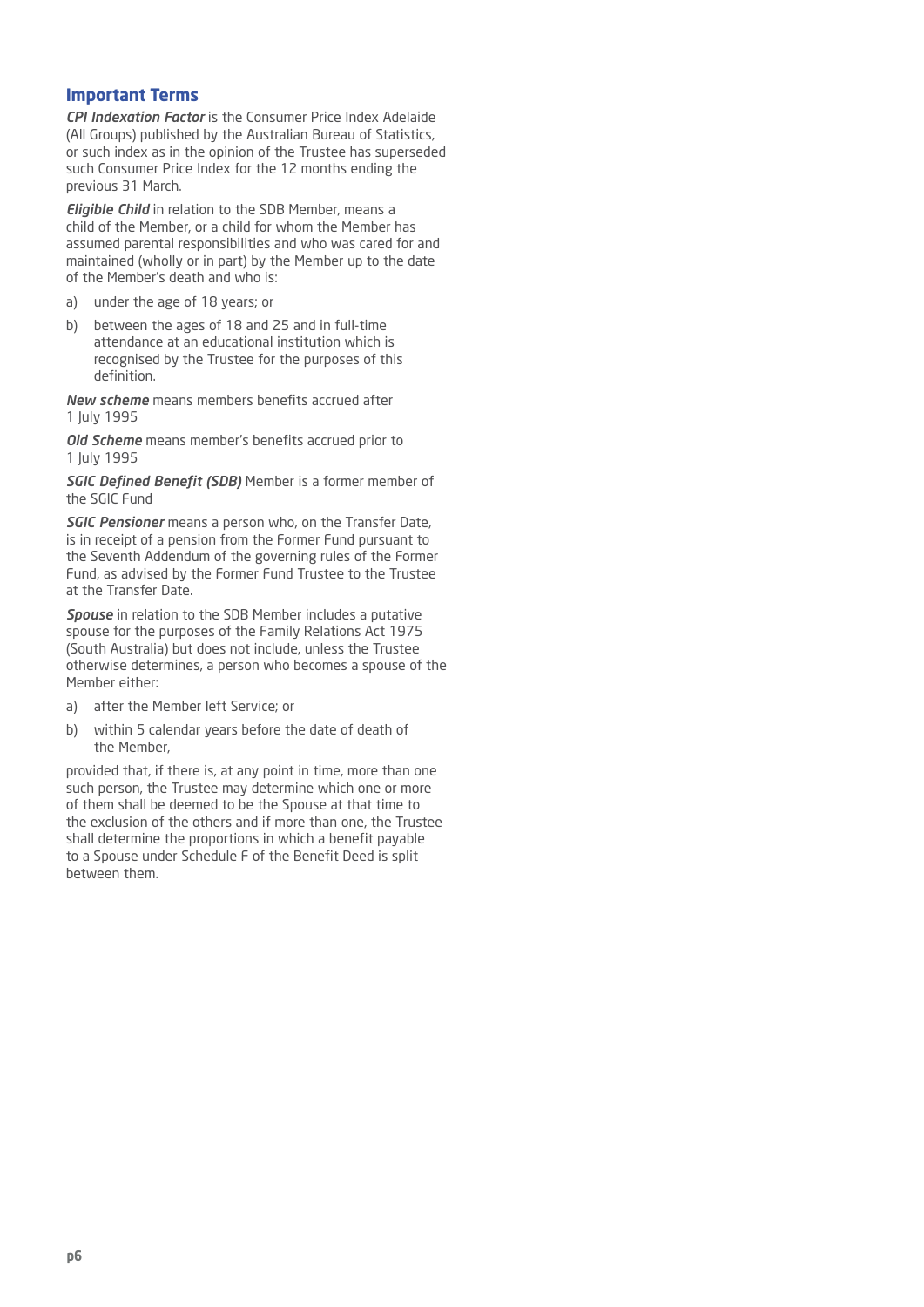## Important Terms

***CPI Indexation Factor*** is the Consumer Price Index Adelaide (All Groups) published by the Australian Bureau of Statistics, or such index as in the opinion of the Trustee has superseded such Consumer Price Index for the 12 months ending the previous 31 March.

***Eligible Child*** in relation to the SDB Member, means a child of the Member, or a child for whom the Member has assumed parental responsibilities and who was cared for and maintained (wholly or in part) by the Member up to the date of the Member's death and who is:

a) under the age of 18 years; or
b) between the ages of 18 and 25 and in full-time attendance at an educational institution which is recognised by the Trustee for the purposes of this definition.

***New scheme*** means members benefits accrued after 1 July 1995

***Old Scheme*** means member's benefits accrued prior to 1 July 1995

***SGIC Defined Benefit (SDB)*** Member is a former member of the SGIC Fund

***SGIC Pensioner*** means a person who, on the Transfer Date, is in receipt of a pension from the Former Fund pursuant to the Seventh Addendum of the governing rules of the Former Fund, as advised by the Former Fund Trustee to the Trustee at the Transfer Date.

***Spouse*** in relation to the SDB Member includes a putative spouse for the purposes of the Family Relations Act 1975 (South Australia) but does not include, unless the Trustee otherwise determines, a person who becomes a spouse of the Member either:

a) after the Member left Service; or
b) within 5 calendar years before the date of death of the Member,

provided that, if there is, at any point in time, more than one such person, the Trustee may determine which one or more of them shall be deemed to be the Spouse at that time to the exclusion of the others and if more than one, the Trustee shall determine the proportions in which a benefit payable to a Spouse under Schedule F of the Benefit Deed is split between them.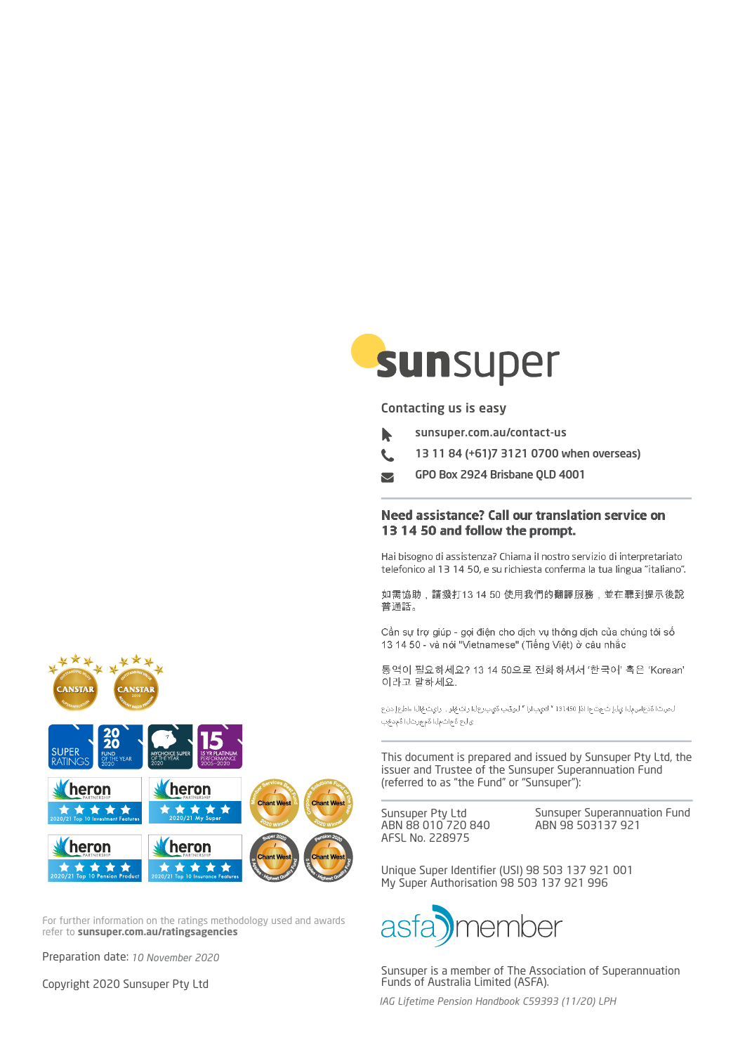sunsuper

## Contacting us is easy

- sunsuper.com.au/contact-us
- 13 11 84 (+61)7 3121 0700 when overseas)
- GPO Box 2924 Brisbane QLD 4001

**Need assistance? Call our translation service on 13 14 50 and follow the prompt.**

Hai bisogno di assistenza? Chiama il nostro servizio di interpretariato telefonico al 13 14 50, e su richiesta conferma la tua lingua "italiano".

如需協助，請撥打13 14 50 使用我們的翻譯服務，並在聽到提示後說普通話。

Cần sự trợ giúp - gọi điện cho dịch vụ thông dịch của chúng tôi số 13 14 50 - và nói "Vietnamese" (Tiếng Việt) ở câu nhắc

통역이 필요하세요? 13 14 50으로 전화하셔서 '한국어' 혹은 'Korean' 이라고 말하세요.

هل تحتاج إلى المساعدة؟ اتصل بخدمة الترجمة على 131450 واختر "العربية" بعد إعطاء الخيارات

This document is prepared and issued by Sunsuper Pty Ltd, the issuer and Trustee of the Sunsuper Superannuation Fund (referred to as "the Fund" or "Sunsuper"):

| | |
|---|---|
| Sunsuper Pty Ltd<br>ABN 88 010 720 840<br>AFSL No. 228975 | Sunsuper Superannuation Fund<br>ABN 98 503137 921 |

Unique Super Identifier (USI) 98 503 137 921 001
My Super Authorisation 98 503 137 921 996

asfa member

Sunsuper is a member of The Association of Superannuation Funds of Australia Limited (ASFA).

*IAG Lifetime Pension Handbook C59393 (11/20) LPH*

For further information on the ratings methodology used and awards refer to **sunsuper.com.au/ratingsagencies**

Preparation date: *10 November 2020*

Copyright 2020 Sunsuper Pty Ltd